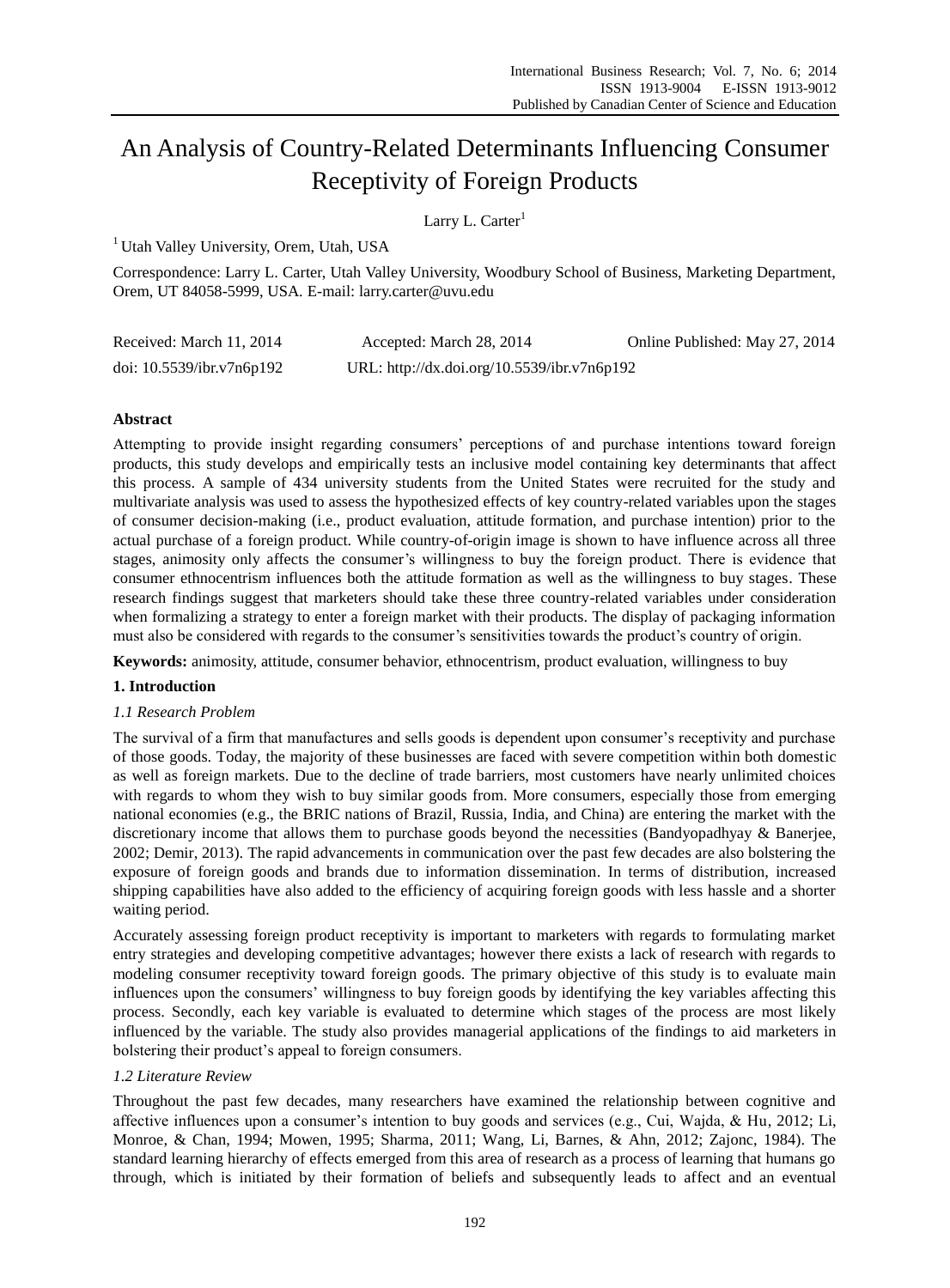# An Analysis of Country-Related Determinants Influencing Consumer Receptivity of Foreign Products

Larry L. Carter[1]

[1] Utah Valley University, Orem, Utah, USA

Correspondence: Larry L. Carter, Utah Valley University, Woodbury School of Business, Marketing Department, Orem, UT 84058-5999, USA. E-mail: larry.carter@uvu.edu

| | | |
|---|---|---|
| Received: March 11, 2014 | Accepted: March 28, 2014 | Online Published: May 27, 2014 |
| doi: 10.5539/ibr.v7n6p192 | URL: http://dx.doi.org/10.5539/ibr.v7n6p192 | |

## Abstract

Attempting to provide insight regarding consumers' perceptions of and purchase intentions toward foreign products, this study develops and empirically tests an inclusive model containing key determinants that affect this process. A sample of 434 university students from the United States were recruited for the study and multivariate analysis was used to assess the hypothesized effects of key country-related variables upon the stages of consumer decision-making (i.e., product evaluation, attitude formation, and purchase intention) prior to the actual purchase of a foreign product. While country-of-origin image is shown to have influence across all three stages, animosity only affects the consumer's willingness to buy the foreign product. There is evidence that consumer ethnocentrism influences both the attitude formation as well as the willingness to buy stages. These research findings suggest that marketers should take these three country-related variables under consideration when formalizing a strategy to enter a foreign market with their products. The display of packaging information must also be considered with regards to the consumer's sensitivities towards the product's country of origin.

**Keywords:** animosity, attitude, consumer behavior, ethnocentrism, product evaluation, willingness to buy

## 1. Introduction

### *1.1 Research Problem*

The survival of a firm that manufactures and sells goods is dependent upon consumer's receptivity and purchase of those goods. Today, the majority of these businesses are faced with severe competition within both domestic as well as foreign markets. Due to the decline of trade barriers, most customers have nearly unlimited choices with regards to whom they wish to buy similar goods from. More consumers, especially those from emerging national economies (e.g., the BRIC nations of Brazil, Russia, India, and China) are entering the market with the discretionary income that allows them to purchase goods beyond the necessities (Bandyopadhyay & Banerjee, 2002; Demir, 2013). The rapid advancements in communication over the past few decades are also bolstering the exposure of foreign goods and brands due to information dissemination. In terms of distribution, increased shipping capabilities have also added to the efficiency of acquiring foreign goods with less hassle and a shorter waiting period.

Accurately assessing foreign product receptivity is important to marketers with regards to formulating market entry strategies and developing competitive advantages; however there exists a lack of research with regards to modeling consumer receptivity toward foreign goods. The primary objective of this study is to evaluate main influences upon the consumers' willingness to buy foreign goods by identifying the key variables affecting this process. Secondly, each key variable is evaluated to determine which stages of the process are most likely influenced by the variable. The study also provides managerial applications of the findings to aid marketers in bolstering their product's appeal to foreign consumers.

### *1.2 Literature Review*

Throughout the past few decades, many researchers have examined the relationship between cognitive and affective influences upon a consumer's intention to buy goods and services (e.g., Cui, Wajda, & Hu, 2012; Li, Monroe, & Chan, 1994; Mowen, 1995; Sharma, 2011; Wang, Li, Barnes, & Ahn, 2012; Zajonc, 1984). The standard learning hierarchy of effects emerged from this area of research as a process of learning that humans go through, which is initiated by their formation of beliefs and subsequently leads to affect and an eventual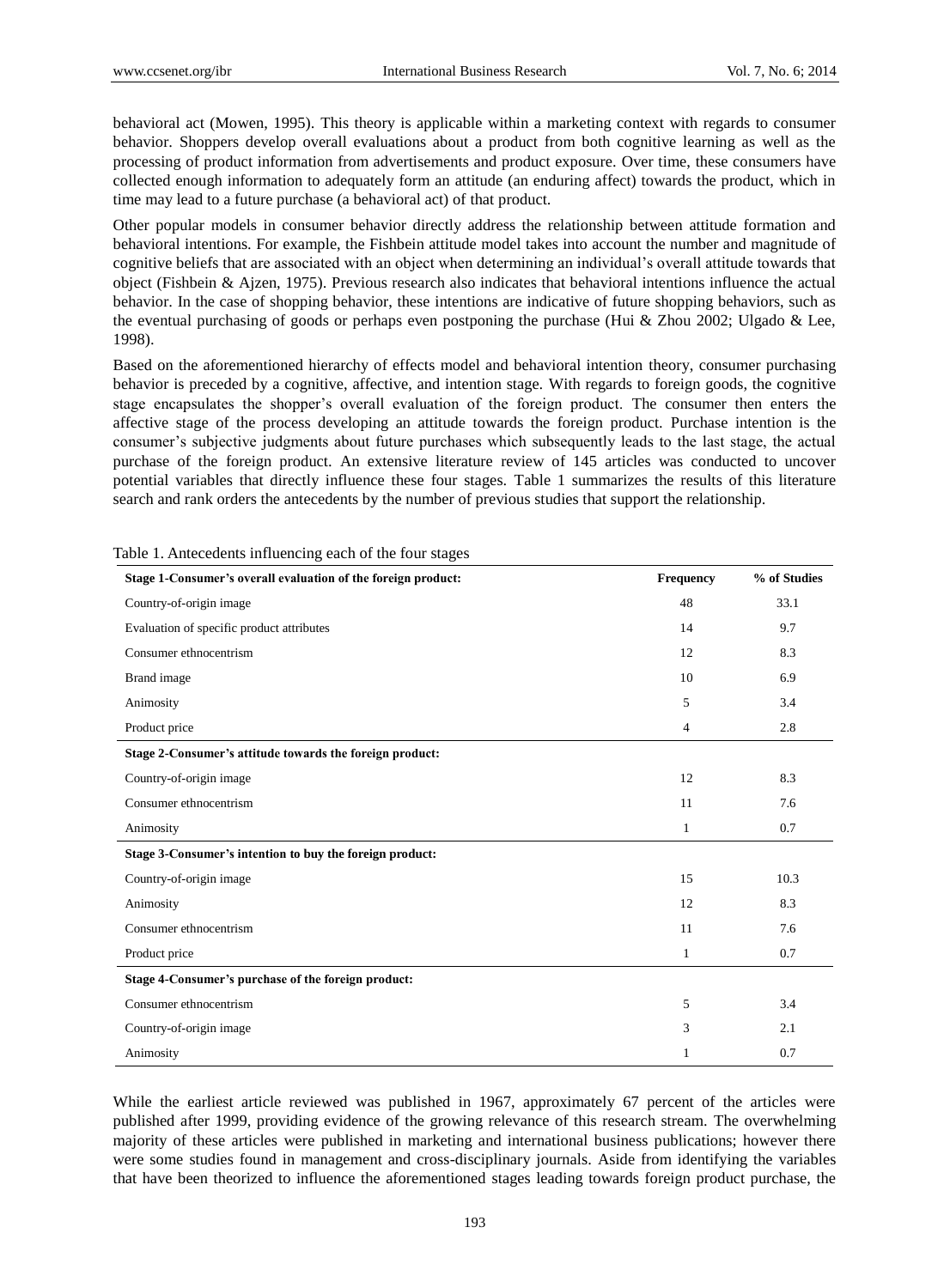behavioral act (Mowen, 1995). This theory is applicable within a marketing context with regards to consumer behavior. Shoppers develop overall evaluations about a product from both cognitive learning as well as the processing of product information from advertisements and product exposure. Over time, these consumers have collected enough information to adequately form an attitude (an enduring affect) towards the product, which in time may lead to a future purchase (a behavioral act) of that product.

Other popular models in consumer behavior directly address the relationship between attitude formation and behavioral intentions. For example, the Fishbein attitude model takes into account the number and magnitude of cognitive beliefs that are associated with an object when determining an individual's overall attitude towards that object (Fishbein & Ajzen, 1975). Previous research also indicates that behavioral intentions influence the actual behavior. In the case of shopping behavior, these intentions are indicative of future shopping behaviors, such as the eventual purchasing of goods or perhaps even postponing the purchase (Hui & Zhou 2002; Ulgado & Lee, 1998).

Based on the aforementioned hierarchy of effects model and behavioral intention theory, consumer purchasing behavior is preceded by a cognitive, affective, and intention stage. With regards to foreign goods, the cognitive stage encapsulates the shopper's overall evaluation of the foreign product. The consumer then enters the affective stage of the process developing an attitude towards the foreign product. Purchase intention is the consumer's subjective judgments about future purchases which subsequently leads to the last stage, the actual purchase of the foreign product. An extensive literature review of 145 articles was conducted to uncover potential variables that directly influence these four stages. Table 1 summarizes the results of this literature search and rank orders the antecedents by the number of previous studies that support the relationship.

Table 1. Antecedents influencing each of the four stages

| **Stage 1-Consumer's overall evaluation of the foreign product:** | **Frequency** | **% of Studies** |
|---|---|---|
| Country-of-origin image | 48 | 33.1 |
| Evaluation of specific product attributes | 14 | 9.7 |
| Consumer ethnocentrism | 12 | 8.3 |
| Brand image | 10 | 6.9 |
| Animosity | 5 | 3.4 |
| Product price | 4 | 2.8 |
| **Stage 2-Consumer's attitude towards the foreign product:** | | |
| Country-of-origin image | 12 | 8.3 |
| Consumer ethnocentrism | 11 | 7.6 |
| Animosity | 1 | 0.7 |
| **Stage 3-Consumer's intention to buy the foreign product:** | | |
| Country-of-origin image | 15 | 10.3 |
| Animosity | 12 | 8.3 |
| Consumer ethnocentrism | 11 | 7.6 |
| Product price | 1 | 0.7 |
| **Stage 4-Consumer's purchase of the foreign product:** | | |
| Consumer ethnocentrism | 5 | 3.4 |
| Country-of-origin image | 3 | 2.1 |
| Animosity | 1 | 0.7 |

While the earliest article reviewed was published in 1967, approximately 67 percent of the articles were published after 1999, providing evidence of the growing relevance of this research stream. The overwhelming majority of these articles were published in marketing and international business publications; however there were some studies found in management and cross-disciplinary journals. Aside from identifying the variables that have been theorized to influence the aforementioned stages leading towards foreign product purchase, the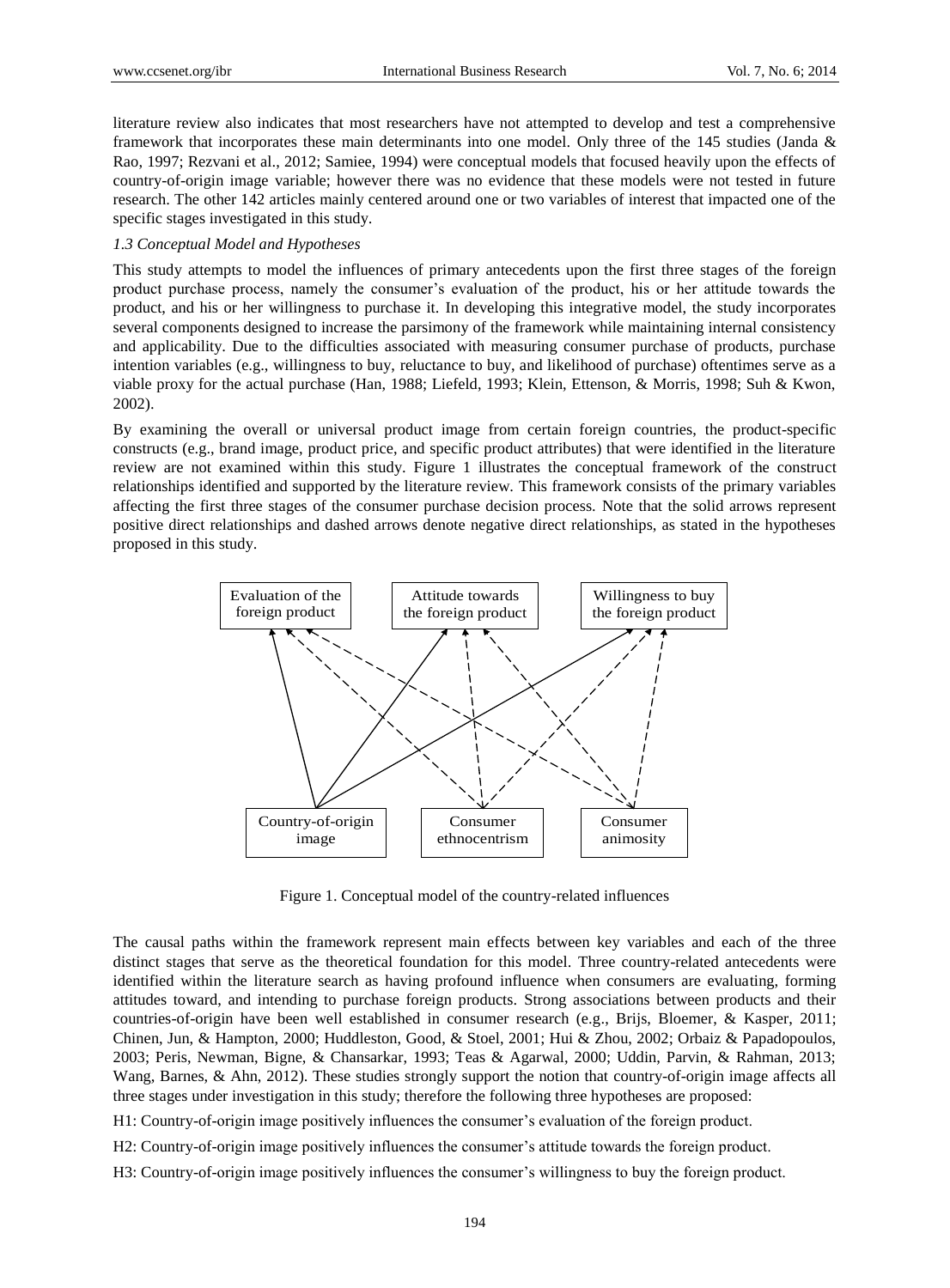literature review also indicates that most researchers have not attempted to develop and test a comprehensive framework that incorporates these main determinants into one model. Only three of the 145 studies (Janda & Rao, 1997; Rezvani et al., 2012; Samiee, 1994) were conceptual models that focused heavily upon the effects of country-of-origin image variable; however there was no evidence that these models were not tested in future research. The other 142 articles mainly centered around one or two variables of interest that impacted one of the specific stages investigated in this study.

### *1.3 Conceptual Model and Hypotheses*

This study attempts to model the influences of primary antecedents upon the first three stages of the foreign product purchase process, namely the consumer's evaluation of the product, his or her attitude towards the product, and his or her willingness to purchase it. In developing this integrative model, the study incorporates several components designed to increase the parsimony of the framework while maintaining internal consistency and applicability. Due to the difficulties associated with measuring consumer purchase of products, purchase intention variables (e.g., willingness to buy, reluctance to buy, and likelihood of purchase) oftentimes serve as a viable proxy for the actual purchase (Han, 1988; Liefeld, 1993; Klein, Ettenson, & Morris, 1998; Suh & Kwon, 2002).

By examining the overall or universal product image from certain foreign countries, the product-specific constructs (e.g., brand image, product price, and specific product attributes) that were identified in the literature review are not examined within this study. Figure 1 illustrates the conceptual framework of the construct relationships identified and supported by the literature review. This framework consists of the primary variables affecting the first three stages of the consumer purchase decision process. Note that the solid arrows represent positive direct relationships and dashed arrows denote negative direct relationships, as stated in the hypotheses proposed in this study.

Figure 1. Conceptual model of the country-related influences

The causal paths within the framework represent main effects between key variables and each of the three distinct stages that serve as the theoretical foundation for this model. Three country-related antecedents were identified within the literature search as having profound influence when consumers are evaluating, forming attitudes toward, and intending to purchase foreign products. Strong associations between products and their countries-of-origin have been well established in consumer research (e.g., Brijs, Bloemer, & Kasper, 2011; Chinen, Jun, & Hampton, 2000; Huddleston, Good, & Stoel, 2001; Hui & Zhou, 2002; Orbaiz & Papadopoulos, 2003; Peris, Newman, Bigne, & Chansarkar, 1993; Teas & Agarwal, 2000; Uddin, Parvin, & Rahman, 2013; Wang, Barnes, & Ahn, 2012). These studies strongly support the notion that country-of-origin image affects all three stages under investigation in this study; therefore the following three hypotheses are proposed:

H1: Country-of-origin image positively influences the consumer's evaluation of the foreign product.

H2: Country-of-origin image positively influences the consumer's attitude towards the foreign product.

H3: Country-of-origin image positively influences the consumer's willingness to buy the foreign product.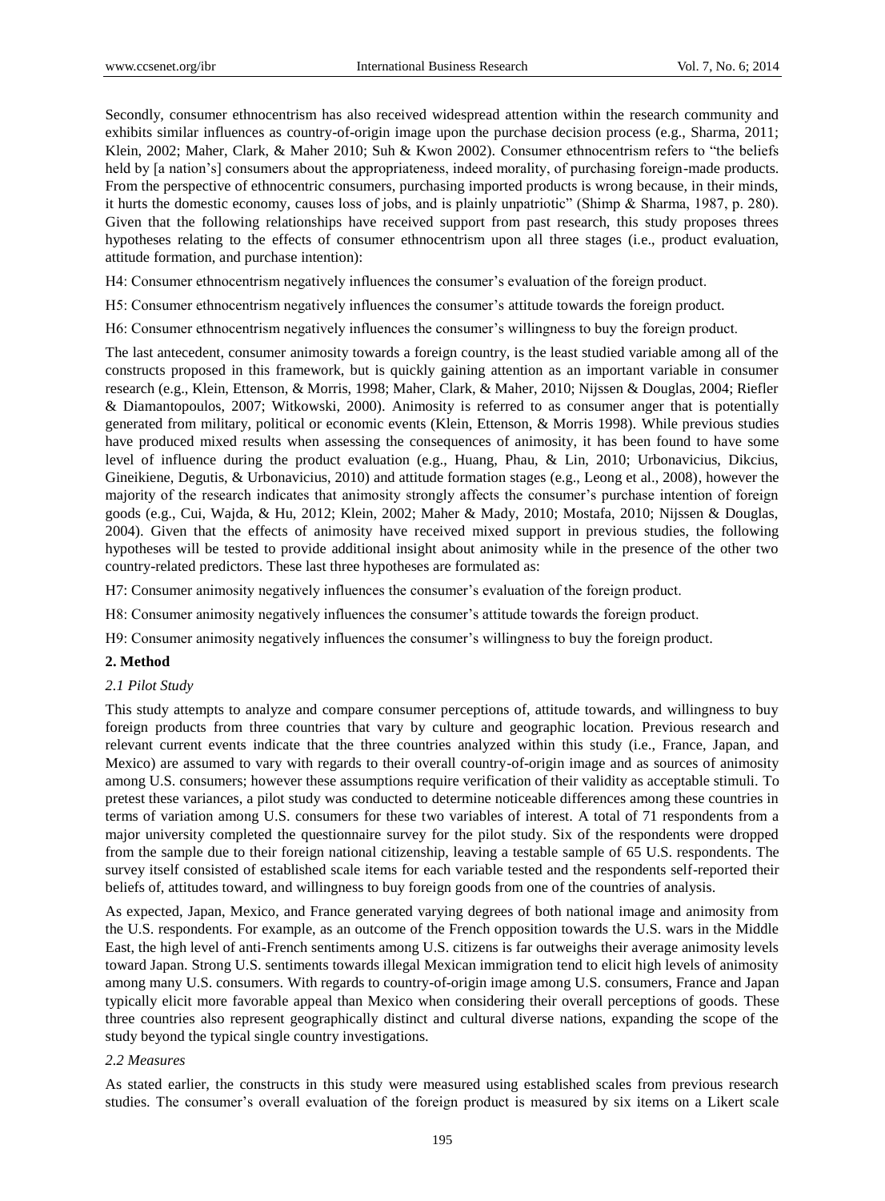Secondly, consumer ethnocentrism has also received widespread attention within the research community and exhibits similar influences as country-of-origin image upon the purchase decision process (e.g., Sharma, 2011; Klein, 2002; Maher, Clark, & Maher 2010; Suh & Kwon 2002). Consumer ethnocentrism refers to "the beliefs held by [a nation's] consumers about the appropriateness, indeed morality, of purchasing foreign-made products. From the perspective of ethnocentric consumers, purchasing imported products is wrong because, in their minds, it hurts the domestic economy, causes loss of jobs, and is plainly unpatriotic" (Shimp & Sharma, 1987, p. 280). Given that the following relationships have received support from past research, this study proposes threes hypotheses relating to the effects of consumer ethnocentrism upon all three stages (i.e., product evaluation, attitude formation, and purchase intention):

H4: Consumer ethnocentrism negatively influences the consumer's evaluation of the foreign product.

H5: Consumer ethnocentrism negatively influences the consumer's attitude towards the foreign product.

H6: Consumer ethnocentrism negatively influences the consumer's willingness to buy the foreign product.

The last antecedent, consumer animosity towards a foreign country, is the least studied variable among all of the constructs proposed in this framework, but is quickly gaining attention as an important variable in consumer research (e.g., Klein, Ettenson, & Morris, 1998; Maher, Clark, & Maher, 2010; Nijssen & Douglas, 2004; Riefler & Diamantopoulos, 2007; Witkowski, 2000). Animosity is referred to as consumer anger that is potentially generated from military, political or economic events (Klein, Ettenson, & Morris 1998). While previous studies have produced mixed results when assessing the consequences of animosity, it has been found to have some level of influence during the product evaluation (e.g., Huang, Phau, & Lin, 2010; Urbonavicius, Dikcius, Gineikiene, Degutis, & Urbonavicius, 2010) and attitude formation stages (e.g., Leong et al., 2008), however the majority of the research indicates that animosity strongly affects the consumer's purchase intention of foreign goods (e.g., Cui, Wajda, & Hu, 2012; Klein, 2002; Maher & Mady, 2010; Mostafa, 2010; Nijssen & Douglas, 2004). Given that the effects of animosity have received mixed support in previous studies, the following hypotheses will be tested to provide additional insight about animosity while in the presence of the other two country-related predictors. These last three hypotheses are formulated as:

H7: Consumer animosity negatively influences the consumer's evaluation of the foreign product.

H8: Consumer animosity negatively influences the consumer's attitude towards the foreign product.

H9: Consumer animosity negatively influences the consumer's willingness to buy the foreign product.

## 2. Method

### *2.1 Pilot Study*

This study attempts to analyze and compare consumer perceptions of, attitude towards, and willingness to buy foreign products from three countries that vary by culture and geographic location. Previous research and relevant current events indicate that the three countries analyzed within this study (i.e., France, Japan, and Mexico) are assumed to vary with regards to their overall country-of-origin image and as sources of animosity among U.S. consumers; however these assumptions require verification of their validity as acceptable stimuli. To pretest these variances, a pilot study was conducted to determine noticeable differences among these countries in terms of variation among U.S. consumers for these two variables of interest. A total of 71 respondents from a major university completed the questionnaire survey for the pilot study. Six of the respondents were dropped from the sample due to their foreign national citizenship, leaving a testable sample of 65 U.S. respondents. The survey itself consisted of established scale items for each variable tested and the respondents self-reported their beliefs of, attitudes toward, and willingness to buy foreign goods from one of the countries of analysis.

As expected, Japan, Mexico, and France generated varying degrees of both national image and animosity from the U.S. respondents. For example, as an outcome of the French opposition towards the U.S. wars in the Middle East, the high level of anti-French sentiments among U.S. citizens is far outweighs their average animosity levels toward Japan. Strong U.S. sentiments towards illegal Mexican immigration tend to elicit high levels of animosity among many U.S. consumers. With regards to country-of-origin image among U.S. consumers, France and Japan typically elicit more favorable appeal than Mexico when considering their overall perceptions of goods. These three countries also represent geographically distinct and cultural diverse nations, expanding the scope of the study beyond the typical single country investigations.

### *2.2 Measures*

As stated earlier, the constructs in this study were measured using established scales from previous research studies. The consumer's overall evaluation of the foreign product is measured by six items on a Likert scale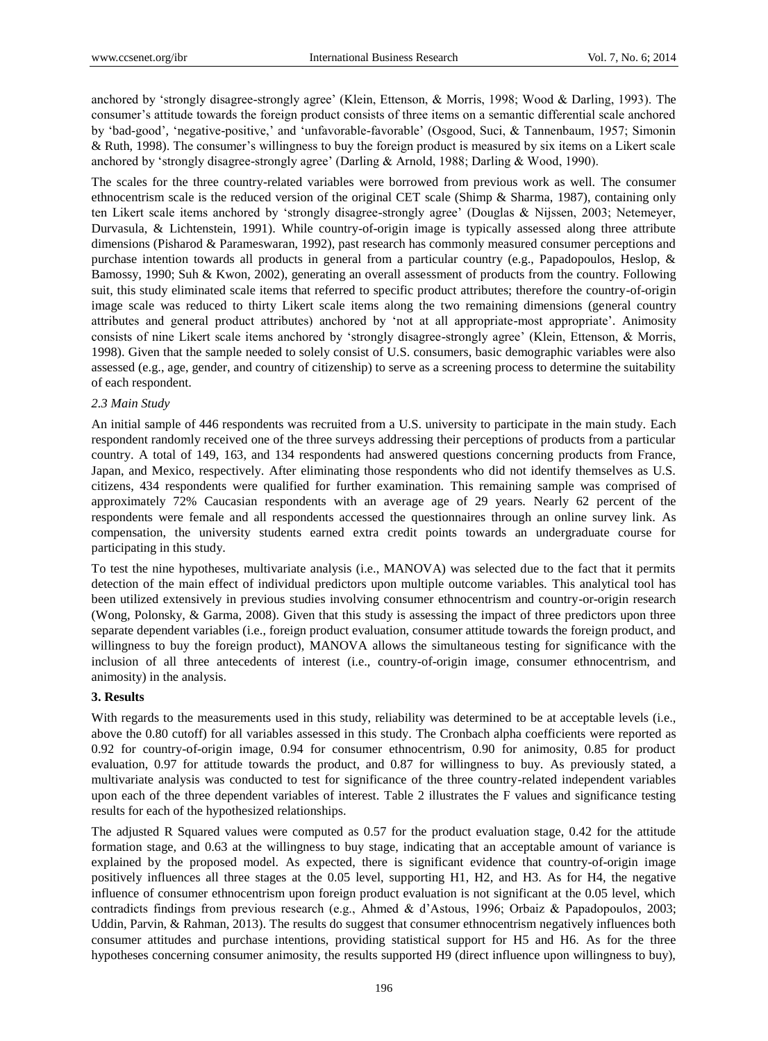anchored by 'strongly disagree-strongly agree' (Klein, Ettenson, & Morris, 1998; Wood & Darling, 1993). The consumer's attitude towards the foreign product consists of three items on a semantic differential scale anchored by 'bad-good', 'negative-positive,' and 'unfavorable-favorable' (Osgood, Suci, & Tannenbaum, 1957; Simonin & Ruth, 1998). The consumer's willingness to buy the foreign product is measured by six items on a Likert scale anchored by 'strongly disagree-strongly agree' (Darling & Arnold, 1988; Darling & Wood, 1990).

The scales for the three country-related variables were borrowed from previous work as well. The consumer ethnocentrism scale is the reduced version of the original CET scale (Shimp & Sharma, 1987), containing only ten Likert scale items anchored by 'strongly disagree-strongly agree' (Douglas & Nijssen, 2003; Netemeyer, Durvasula, & Lichtenstein, 1991). While country-of-origin image is typically assessed along three attribute dimensions (Pisharod & Parameswaran, 1992), past research has commonly measured consumer perceptions and purchase intention towards all products in general from a particular country (e.g., Papadopoulos, Heslop, & Bamossy, 1990; Suh & Kwon, 2002), generating an overall assessment of products from the country. Following suit, this study eliminated scale items that referred to specific product attributes; therefore the country-of-origin image scale was reduced to thirty Likert scale items along the two remaining dimensions (general country attributes and general product attributes) anchored by 'not at all appropriate-most appropriate'. Animosity consists of nine Likert scale items anchored by 'strongly disagree-strongly agree' (Klein, Ettenson, & Morris, 1998). Given that the sample needed to solely consist of U.S. consumers, basic demographic variables were also assessed (e.g., age, gender, and country of citizenship) to serve as a screening process to determine the suitability of each respondent.

### *2.3 Main Study*

An initial sample of 446 respondents was recruited from a U.S. university to participate in the main study. Each respondent randomly received one of the three surveys addressing their perceptions of products from a particular country. A total of 149, 163, and 134 respondents had answered questions concerning products from France, Japan, and Mexico, respectively. After eliminating those respondents who did not identify themselves as U.S. citizens, 434 respondents were qualified for further examination. This remaining sample was comprised of approximately 72% Caucasian respondents with an average age of 29 years. Nearly 62 percent of the respondents were female and all respondents accessed the questionnaires through an online survey link. As compensation, the university students earned extra credit points towards an undergraduate course for participating in this study.

To test the nine hypotheses, multivariate analysis (i.e., MANOVA) was selected due to the fact that it permits detection of the main effect of individual predictors upon multiple outcome variables. This analytical tool has been utilized extensively in previous studies involving consumer ethnocentrism and country-or-origin research (Wong, Polonsky, & Garma, 2008). Given that this study is assessing the impact of three predictors upon three separate dependent variables (i.e., foreign product evaluation, consumer attitude towards the foreign product, and willingness to buy the foreign product), MANOVA allows the simultaneous testing for significance with the inclusion of all three antecedents of interest (i.e., country-of-origin image, consumer ethnocentrism, and animosity) in the analysis.

## **3. Results**

With regards to the measurements used in this study, reliability was determined to be at acceptable levels (i.e., above the 0.80 cutoff) for all variables assessed in this study. The Cronbach alpha coefficients were reported as 0.92 for country-of-origin image, 0.94 for consumer ethnocentrism, 0.90 for animosity, 0.85 for product evaluation, 0.97 for attitude towards the product, and 0.87 for willingness to buy. As previously stated, a multivariate analysis was conducted to test for significance of the three country-related independent variables upon each of the three dependent variables of interest. Table 2 illustrates the F values and significance testing results for each of the hypothesized relationships.

The adjusted R Squared values were computed as 0.57 for the product evaluation stage, 0.42 for the attitude formation stage, and 0.63 at the willingness to buy stage, indicating that an acceptable amount of variance is explained by the proposed model. As expected, there is significant evidence that country-of-origin image positively influences all three stages at the 0.05 level, supporting H1, H2, and H3. As for H4, the negative influence of consumer ethnocentrism upon foreign product evaluation is not significant at the 0.05 level, which contradicts findings from previous research (e.g., Ahmed & d'Astous, 1996; Orbaiz & Papadopoulos, 2003; Uddin, Parvin, & Rahman, 2013). The results do suggest that consumer ethnocentrism negatively influences both consumer attitudes and purchase intentions, providing statistical support for H5 and H6. As for the three hypotheses concerning consumer animosity, the results supported H9 (direct influence upon willingness to buy),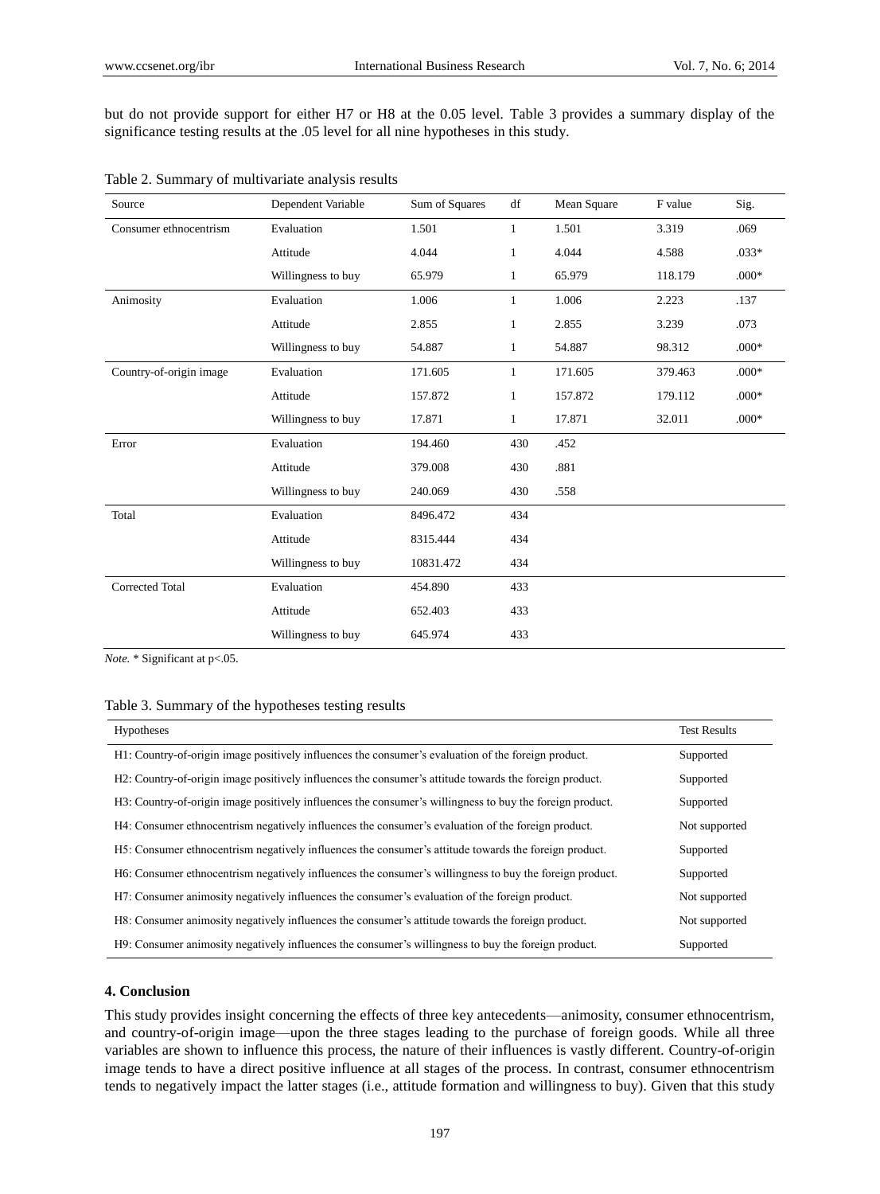but do not provide support for either H7 or H8 at the 0.05 level. Table 3 provides a summary display of the significance testing results at the .05 level for all nine hypotheses in this study.

Table 2. Summary of multivariate analysis results

| Source | Dependent Variable | Sum of Squares | df | Mean Square | F value | Sig. |
|---|---|---|---|---|---|---|
| Consumer ethnocentrism | Evaluation | 1.501 | 1 | 1.501 | 3.319 | .069 |
| | Attitude | 4.044 | 1 | 4.044 | 4.588 | .033* |
| | Willingness to buy | 65.979 | 1 | 65.979 | 118.179 | .000* |
| Animosity | Evaluation | 1.006 | 1 | 1.006 | 2.223 | .137 |
| | Attitude | 2.855 | 1 | 2.855 | 3.239 | .073 |
| | Willingness to buy | 54.887 | 1 | 54.887 | 98.312 | .000* |
| Country-of-origin image | Evaluation | 171.605 | 1 | 171.605 | 379.463 | .000* |
| | Attitude | 157.872 | 1 | 157.872 | 179.112 | .000* |
| | Willingness to buy | 17.871 | 1 | 17.871 | 32.011 | .000* |
| Error | Evaluation | 194.460 | 430 | .452 | | |
| | Attitude | 379.008 | 430 | .881 | | |
| | Willingness to buy | 240.069 | 430 | .558 | | |
| Total | Evaluation | 8496.472 | 434 | | | |
| | Attitude | 8315.444 | 434 | | | |
| | Willingness to buy | 10831.472 | 434 | | | |
| Corrected Total | Evaluation | 454.890 | 433 | | | |
| | Attitude | 652.403 | 433 | | | |
| | Willingness to buy | 645.974 | 433 | | | |

*Note.* * Significant at $p<.05$.

Table 3. Summary of the hypotheses testing results

| Hypotheses | Test Results |
|---|---|
| H1: Country-of-origin image positively influences the consumer's evaluation of the foreign product. | Supported |
| H2: Country-of-origin image positively influences the consumer's attitude towards the foreign product. | Supported |
| H3: Country-of-origin image positively influences the consumer's willingness to buy the foreign product. | Supported |
| H4: Consumer ethnocentrism negatively influences the consumer's evaluation of the foreign product. | Not supported |
| H5: Consumer ethnocentrism negatively influences the consumer's attitude towards the foreign product. | Supported |
| H6: Consumer ethnocentrism negatively influences the consumer's willingness to buy the foreign product. | Supported |
| H7: Consumer animosity negatively influences the consumer's evaluation of the foreign product. | Not supported |
| H8: Consumer animosity negatively influences the consumer's attitude towards the foreign product. | Not supported |
| H9: Consumer animosity negatively influences the consumer's willingness to buy the foreign product. | Supported |

## 4. Conclusion

This study provides insight concerning the effects of three key antecedents—animosity, consumer ethnocentrism, and country-of-origin image—upon the three stages leading to the purchase of foreign goods. While all three variables are shown to influence this process, the nature of their influences is vastly different. Country-of-origin image tends to have a direct positive influence at all stages of the process. In contrast, consumer ethnocentrism tends to negatively impact the latter stages (i.e., attitude formation and willingness to buy). Given that this study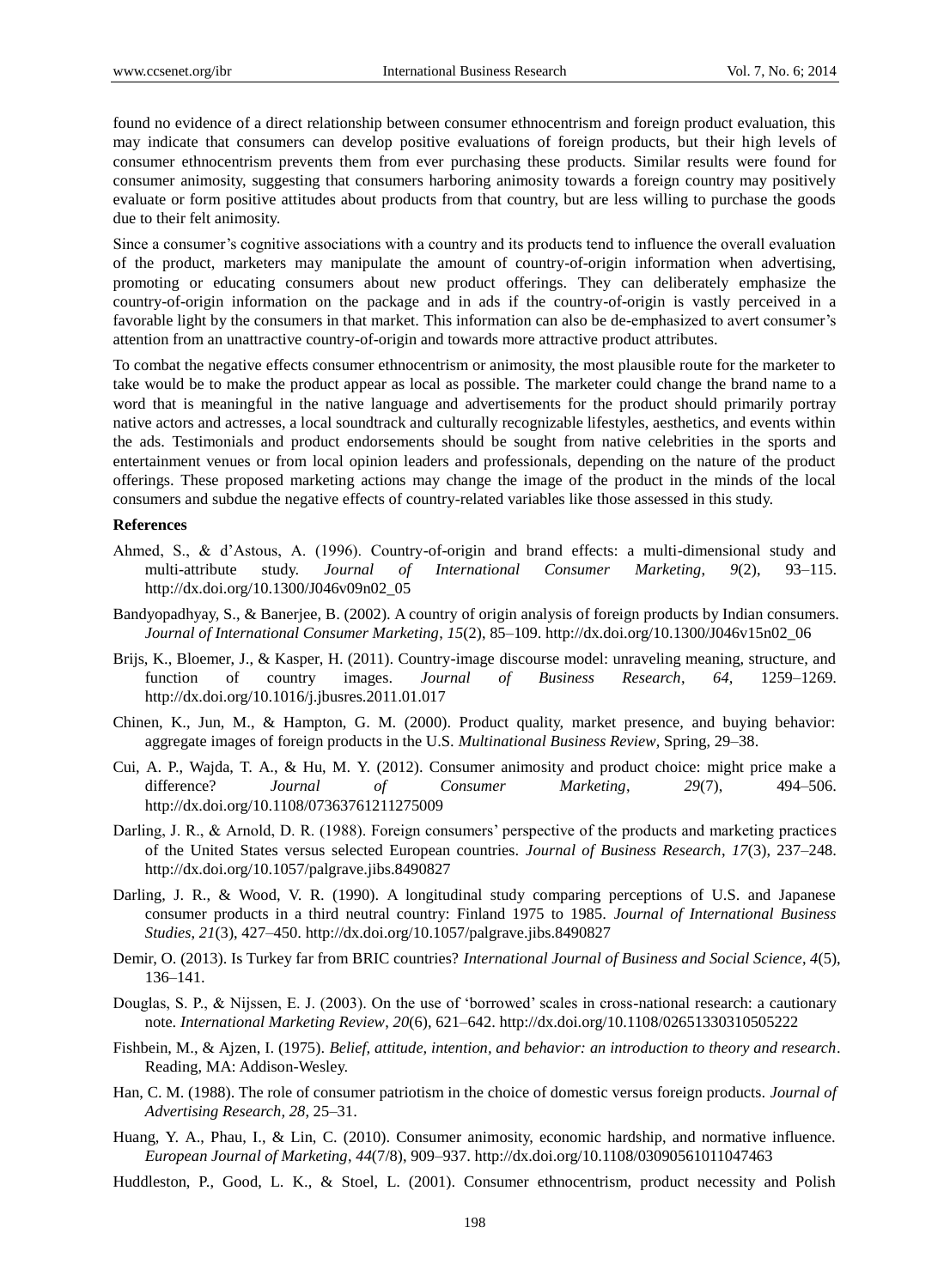found no evidence of a direct relationship between consumer ethnocentrism and foreign product evaluation, this may indicate that consumers can develop positive evaluations of foreign products, but their high levels of consumer ethnocentrism prevents them from ever purchasing these products. Similar results were found for consumer animosity, suggesting that consumers harboring animosity towards a foreign country may positively evaluate or form positive attitudes about products from that country, but are less willing to purchase the goods due to their felt animosity.

Since a consumer's cognitive associations with a country and its products tend to influence the overall evaluation of the product, marketers may manipulate the amount of country-of-origin information when advertising, promoting or educating consumers about new product offerings. They can deliberately emphasize the country-of-origin information on the package and in ads if the country-of-origin is vastly perceived in a favorable light by the consumers in that market. This information can also be de-emphasized to avert consumer's attention from an unattractive country-of-origin and towards more attractive product attributes.

To combat the negative effects consumer ethnocentrism or animosity, the most plausible route for the marketer to take would be to make the product appear as local as possible. The marketer could change the brand name to a word that is meaningful in the native language and advertisements for the product should primarily portray native actors and actresses, a local soundtrack and culturally recognizable lifestyles, aesthetics, and events within the ads. Testimonials and product endorsements should be sought from native celebrities in the sports and entertainment venues or from local opinion leaders and professionals, depending on the nature of the product offerings. These proposed marketing actions may change the image of the product in the minds of the local consumers and subdue the negative effects of country-related variables like those assessed in this study.

**References**

Ahmed, S., & d'Astous, A. (1996). Country-of-origin and brand effects: a multi-dimensional study and multi-attribute study. *Journal of International Consumer Marketing*, *9*(2), 93–115. http://dx.doi.org/10.1300/J046v09n02_05

Bandyopadhyay, S., & Banerjee, B. (2002). A country of origin analysis of foreign products by Indian consumers. *Journal of International Consumer Marketing*, *15*(2), 85–109. http://dx.doi.org/10.1300/J046v15n02_06

Brijs, K., Bloemer, J., & Kasper, H. (2011). Country-image discourse model: unraveling meaning, structure, and function of country images. *Journal of Business Research*, *64*, 1259–1269. http://dx.doi.org/10.1016/j.jbusres.2011.01.017

Chinen, K., Jun, M., & Hampton, G. M. (2000). Product quality, market presence, and buying behavior: aggregate images of foreign products in the U.S. *Multinational Business Review*, Spring, 29–38.

Cui, A. P., Wajda, T. A., & Hu, M. Y. (2012). Consumer animosity and product choice: might price make a difference? *Journal of Consumer Marketing*, *29*(7), 494–506. http://dx.doi.org/10.1108/07363761211275009

Darling, J. R., & Arnold, D. R. (1988). Foreign consumers' perspective of the products and marketing practices of the United States versus selected European countries. *Journal of Business Research*, *17*(3), 237–248. http://dx.doi.org/10.1057/palgrave.jibs.8490827

Darling, J. R., & Wood, V. R. (1990). A longitudinal study comparing perceptions of U.S. and Japanese consumer products in a third neutral country: Finland 1975 to 1985. *Journal of International Business Studies*, *21*(3), 427–450. http://dx.doi.org/10.1057/palgrave.jibs.8490827

Demir, O. (2013). Is Turkey far from BRIC countries? *International Journal of Business and Social Science*, *4*(5), 136–141.

Douglas, S. P., & Nijssen, E. J. (2003). On the use of 'borrowed' scales in cross-national research: a cautionary note. *International Marketing Review*, *20*(6), 621–642. http://dx.doi.org/10.1108/02651330310505222

Fishbein, M., & Ajzen, I. (1975). *Belief, attitude, intention, and behavior: an introduction to theory and research*. Reading, MA: Addison-Wesley.

Han, C. M. (1988). The role of consumer patriotism in the choice of domestic versus foreign products. *Journal of Advertising Research*, *28*, 25–31.

Huang, Y. A., Phau, I., & Lin, C. (2010). Consumer animosity, economic hardship, and normative influence. *European Journal of Marketing*, *44*(7/8), 909–937. http://dx.doi.org/10.1108/03090561011047463

Huddleston, P., Good, L. K., & Stoel, L. (2001). Consumer ethnocentrism, product necessity and Polish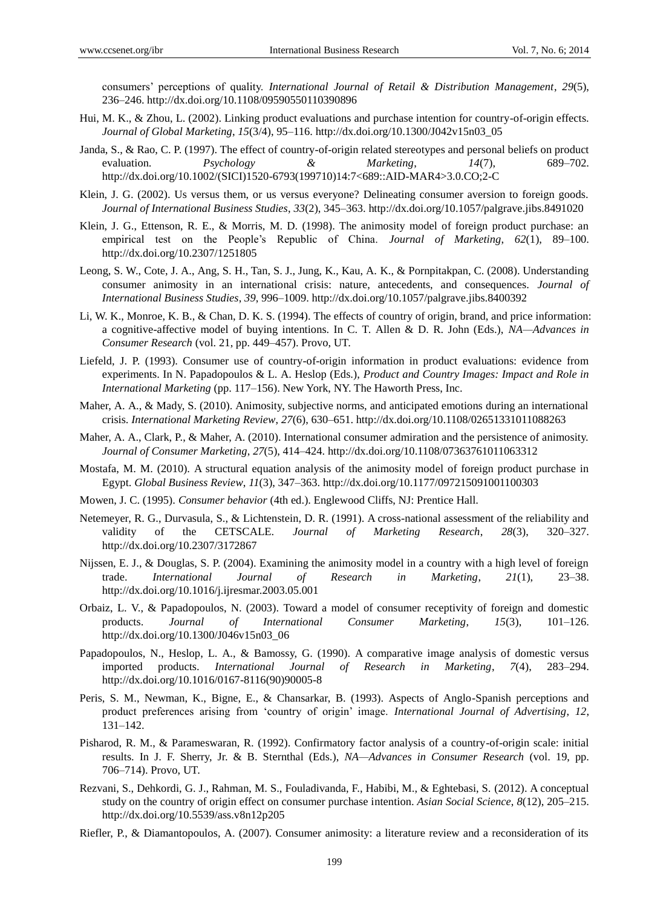consumers' perceptions of quality. *International Journal of Retail & Distribution Management*, *29*(5), 236–246. http://dx.doi.org/10.1108/09590550110390896

Hui, M. K., & Zhou, L. (2002). Linking product evaluations and purchase intention for country-of-origin effects. *Journal of Global Marketing*, *15*(3/4), 95–116. http://dx.doi.org/10.1300/J042v15n03_05

Janda, S., & Rao, C. P. (1997). The effect of country-of-origin related stereotypes and personal beliefs on product evaluation. *Psychology & Marketing*, *14*(7), 689–702. http://dx.doi.org/10.1002/(SICI)1520-6793(199710)14:7<689::AID-MAR4>3.0.CO;2-C

Klein, J. G. (2002). Us versus them, or us versus everyone? Delineating consumer aversion to foreign goods. *Journal of International Business Studies*, *33*(2), 345–363. http://dx.doi.org/10.1057/palgrave.jibs.8491020

Klein, J. G., Ettenson, R. E., & Morris, M. D. (1998). The animosity model of foreign product purchase: an empirical test on the People's Republic of China. *Journal of Marketing*, *62*(1), 89–100. http://dx.doi.org/10.2307/1251805

Leong, S. W., Cote, J. A., Ang, S. H., Tan, S. J., Jung, K., Kau, A. K., & Pornpitakpan, C. (2008). Understanding consumer animosity in an international crisis: nature, antecedents, and consequences. *Journal of International Business Studies*, *39*, 996–1009. http://dx.doi.org/10.1057/palgrave.jibs.8400392

Li, W. K., Monroe, K. B., & Chan, D. K. S. (1994). The effects of country of origin, brand, and price information: a cognitive-affective model of buying intentions. In C. T. Allen & D. R. John (Eds.), *NA—Advances in Consumer Research* (vol. 21, pp. 449–457). Provo, UT.

Liefeld, J. P. (1993). Consumer use of country-of-origin information in product evaluations: evidence from experiments. In N. Papadopoulos & L. A. Heslop (Eds.), *Product and Country Images: Impact and Role in International Marketing* (pp. 117–156). New York, NY. The Haworth Press, Inc.

Maher, A. A., & Mady, S. (2010). Animosity, subjective norms, and anticipated emotions during an international crisis. *International Marketing Review*, *27*(6), 630–651. http://dx.doi.org/10.1108/02651331011088263

Maher, A. A., Clark, P., & Maher, A. (2010). International consumer admiration and the persistence of animosity. *Journal of Consumer Marketing*, *27*(5), 414–424. http://dx.doi.org/10.1108/07363761011063312

Mostafa, M. M. (2010). A structural equation analysis of the animosity model of foreign product purchase in Egypt. *Global Business Review*, *11*(3), 347–363. http://dx.doi.org/10.1177/097215091001100303

Mowen, J. C. (1995). *Consumer behavior* (4th ed.). Englewood Cliffs, NJ: Prentice Hall.

Netemeyer, R. G., Durvasula, S., & Lichtenstein, D. R. (1991). A cross-national assessment of the reliability and validity of the CETSCALE. *Journal of Marketing Research*, *28*(3), 320–327. http://dx.doi.org/10.2307/3172867

Nijssen, E. J., & Douglas, S. P. (2004). Examining the animosity model in a country with a high level of foreign trade. *International Journal of Research in Marketing*, *21*(1), 23–38. http://dx.doi.org/10.1016/j.ijresmar.2003.05.001

Orbaiz, L. V., & Papadopoulos, N. (2003). Toward a model of consumer receptivity of foreign and domestic products. *Journal of International Consumer Marketing*, *15*(3), 101–126. http://dx.doi.org/10.1300/J046v15n03_06

Papadopoulos, N., Heslop, L. A., & Bamossy, G. (1990). A comparative image analysis of domestic versus imported products. *International Journal of Research in Marketing*, *7*(4), 283–294. http://dx.doi.org/10.1016/0167-8116(90)90005-8

Peris, S. M., Newman, K., Bigne, E., & Chansarkar, B. (1993). Aspects of Anglo-Spanish perceptions and product preferences arising from 'country of origin' image. *International Journal of Advertising*, *12*, 131–142.

Pisharod, R. M., & Parameswaran, R. (1992). Confirmatory factor analysis of a country-of-origin scale: initial results. In J. F. Sherry, Jr. & B. Sternthal (Eds.), *NA—Advances in Consumer Research* (vol. 19, pp. 706–714). Provo, UT.

Rezvani, S., Dehkordi, G. J., Rahman, M. S., Fouladivanda, F., Habibi, M., & Eghtebasi, S. (2012). A conceptual study on the country of origin effect on consumer purchase intention. *Asian Social Science*, *8*(12), 205–215. http://dx.doi.org/10.5539/ass.v8n12p205

Riefler, P., & Diamantopoulos, A. (2007). Consumer animosity: a literature review and a reconsideration of its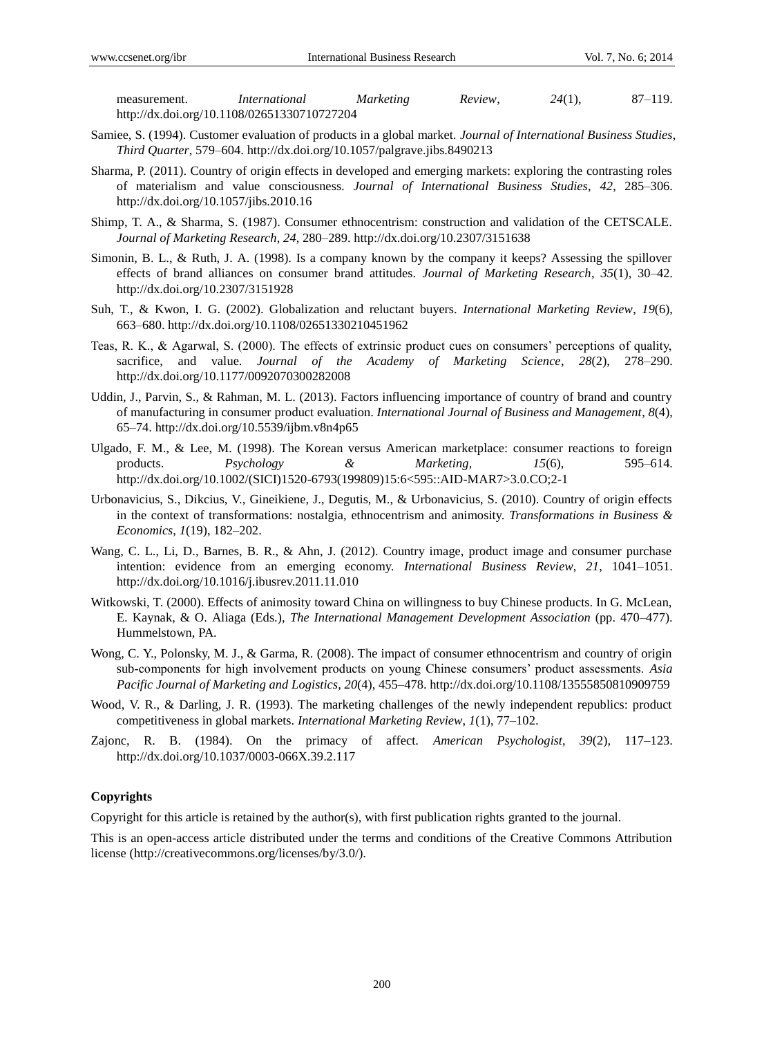measurement. *International Marketing Review*, *24*(1), 87–119. http://dx.doi.org/10.1108/02651330710727204

Samiee, S. (1994). Customer evaluation of products in a global market. *Journal of International Business Studies*, *Third Quarter*, 579–604. http://dx.doi.org/10.1057/palgrave.jibs.8490213

Sharma, P. (2011). Country of origin effects in developed and emerging markets: exploring the contrasting roles of materialism and value consciousness. *Journal of International Business Studies*, *42*, 285–306. http://dx.doi.org/10.1057/jibs.2010.16

Shimp, T. A., & Sharma, S. (1987). Consumer ethnocentrism: construction and validation of the CETSCALE. *Journal of Marketing Research*, *24*, 280–289. http://dx.doi.org/10.2307/3151638

Simonin, B. L., & Ruth, J. A. (1998). Is a company known by the company it keeps? Assessing the spillover effects of brand alliances on consumer brand attitudes. *Journal of Marketing Research*, *35*(1), 30–42. http://dx.doi.org/10.2307/3151928

Suh, T., & Kwon, I. G. (2002). Globalization and reluctant buyers. *International Marketing Review*, *19*(6), 663–680. http://dx.doi.org/10.1108/02651330210451962

Teas, R. K., & Agarwal, S. (2000). The effects of extrinsic product cues on consumers' perceptions of quality, sacrifice, and value. *Journal of the Academy of Marketing Science*, *28*(2), 278–290. http://dx.doi.org/10.1177/0092070300282008

Uddin, J., Parvin, S., & Rahman, M. L. (2013). Factors influencing importance of country of brand and country of manufacturing in consumer product evaluation. *International Journal of Business and Management*, *8*(4), 65–74. http://dx.doi.org/10.5539/ijbm.v8n4p65

Ulgado, F. M., & Lee, M. (1998). The Korean versus American marketplace: consumer reactions to foreign products. *Psychology & Marketing*, *15*(6), 595–614. http://dx.doi.org/10.1002/(SICI)1520-6793(199809)15:6<595::AID-MAR7>3.0.CO;2-1

Urbonavicius, S., Dikcius, V., Gineikiene, J., Degutis, M., & Urbonavicius, S. (2010). Country of origin effects in the context of transformations: nostalgia, ethnocentrism and animosity. *Transformations in Business & Economics*, *1*(19), 182–202.

Wang, C. L., Li, D., Barnes, B. R., & Ahn, J. (2012). Country image, product image and consumer purchase intention: evidence from an emerging economy. *International Business Review*, *21*, 1041–1051. http://dx.doi.org/10.1016/j.ibusrev.2011.11.010

Witkowski, T. (2000). Effects of animosity toward China on willingness to buy Chinese products. In G. McLean, E. Kaynak, & O. Aliaga (Eds.), *The International Management Development Association* (pp. 470–477). Hummelstown, PA.

Wong, C. Y., Polonsky, M. J., & Garma, R. (2008). The impact of consumer ethnocentrism and country of origin sub-components for high involvement products on young Chinese consumers' product assessments. *Asia Pacific Journal of Marketing and Logistics*, *20*(4), 455–478. http://dx.doi.org/10.1108/13555850810909759

Wood, V. R., & Darling, J. R. (1993). The marketing challenges of the newly independent republics: product competitiveness in global markets. *International Marketing Review*, *1*(1), 77–102.

Zajonc, R. B. (1984). On the primacy of affect. *American Psychologist*, *39*(2), 117–123. http://dx.doi.org/10.1037/0003-066X.39.2.117

**Copyrights**

Copyright for this article is retained by the author(s), with first publication rights granted to the journal.

This is an open-access article distributed under the terms and conditions of the Creative Commons Attribution license (http://creativecommons.org/licenses/by/3.0/).